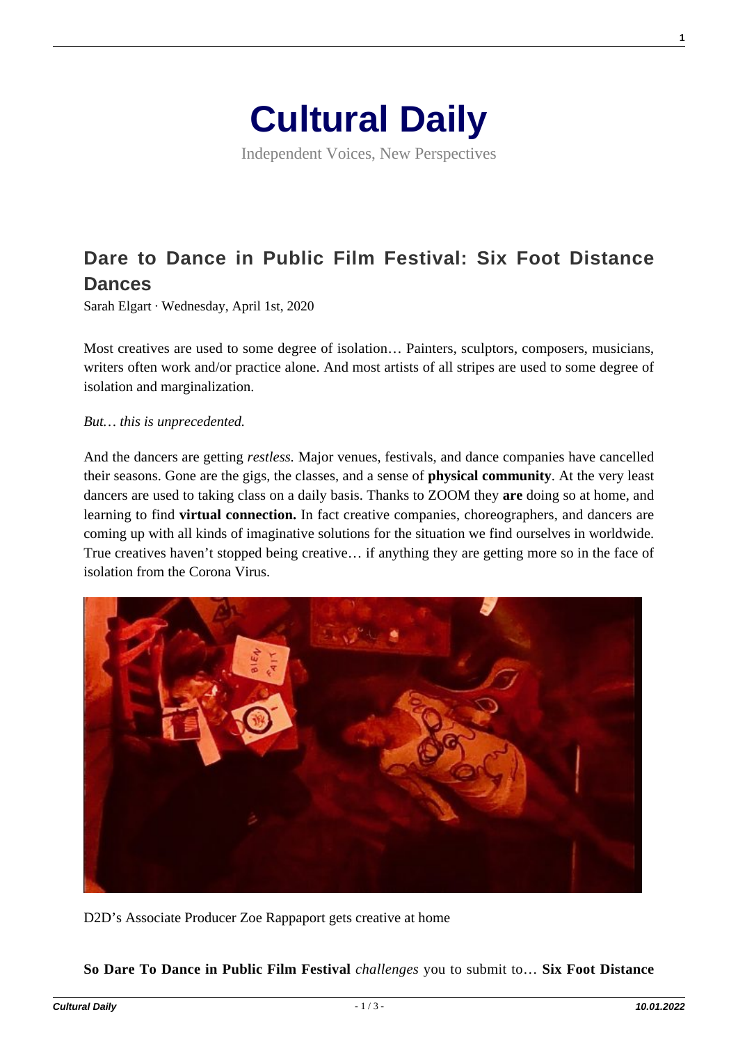# Cultural Daily

Independent Voices, New Perspectives

## Dare to Dance in Public Film Festival: Six Foot Distance Dances

Sarah Elgart · Wednesday, April 1st, 2020

Most creatives are used to some degree of isolation… Painters, sculptors, composers, musicians, writers often work and/or practice alone. And most artists of all stripes are used to some degree of isolation and marginalization.

*But… this is unprecedented.*

And the dancers are getting *restless.* Major venues, festivals, and dance companies have cancelled their seasons. Gone are the gigs, the classes, and a sense of **physical community**. At the very least dancers are used to taking class on a daily basis. Thanks to ZOOM they **are** doing so at home, and learning to find **virtual connection.** In fact creative companies, choreographers, and dancers are coming up with all kinds of imaginative solutions for the situation we find ourselves in worldwide. True creatives haven't stopped being creative… if anything they are getting more so in the face of isolation from the Corona Virus.

D2D's Associate Producer Zoe Rappaport gets creative at home

**So Dare To Dance in Public Film Festival** *challenges* you to submit to… **Six Foot Distance**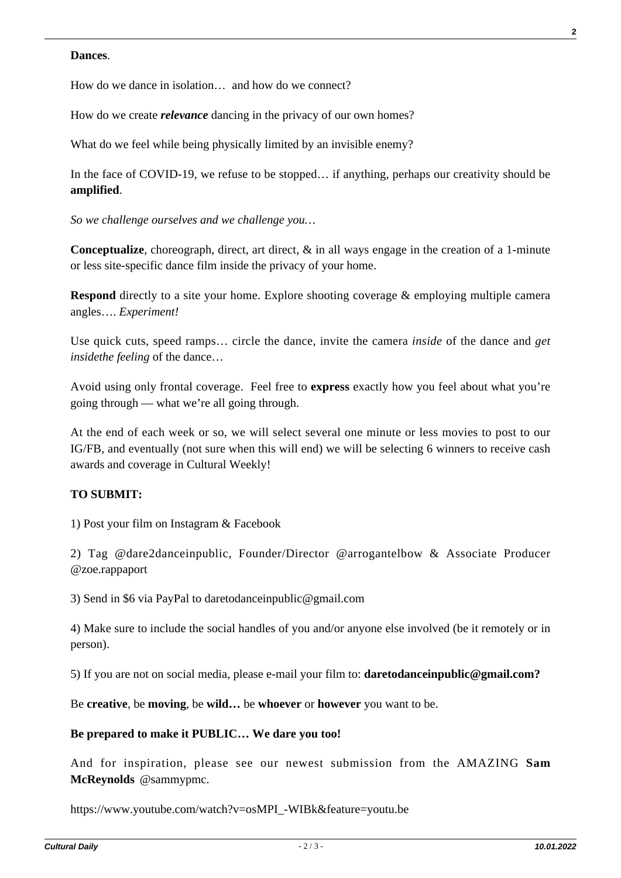**Dances**.

How do we dance in isolation… and how do we connect?

How do we create ***relevance*** dancing in the privacy of our own homes?

What do we feel while being physically limited by an invisible enemy?

In the face of COVID-19, we refuse to be stopped… if anything, perhaps our creativity should be **amplified**.

*So we challenge ourselves and we challenge you…*

**Conceptualize**, choreograph, direct, art direct, & in all ways engage in the creation of a 1-minute or less site-specific dance film inside the privacy of your home.

**Respond** directly to a site your home. Explore shooting coverage & employing multiple camera angles…. *Experiment!*

Use quick cuts, speed ramps… circle the dance, invite the camera *inside* of the dance and *get insidethe feeling* of the dance…

Avoid using only frontal coverage. Feel free to **express** exactly how you feel about what you're going through — what we're all going through.

At the end of each week or so, we will select several one minute or less movies to post to our IG/FB, and eventually (not sure when this will end) we will be selecting 6 winners to receive cash awards and coverage in Cultural Weekly!

**TO SUBMIT:**

1) Post your film on Instagram & Facebook

2) Tag @dare2danceinpublic, Founder/Director @arrogantelbow & Associate Producer @zoe.rappaport

3) Send in $6 via PayPal to daretodanceinpublic@gmail.com

4) Make sure to include the social handles of you and/or anyone else involved (be it remotely or in person).

5) If you are not on social media, please e-mail your film to: **daretodanceinpublic@gmail.com?**

Be **creative**, be **moving**, be **wild…** be **whoever** or **however** you want to be.

**Be prepared to make it PUBLIC… We dare you too!**

And for inspiration, please see our newest submission from the AMAZING **Sam McReynolds** @sammypmc.

https://www.youtube.com/watch?v=osMPI_-WIBk&feature=youtu.be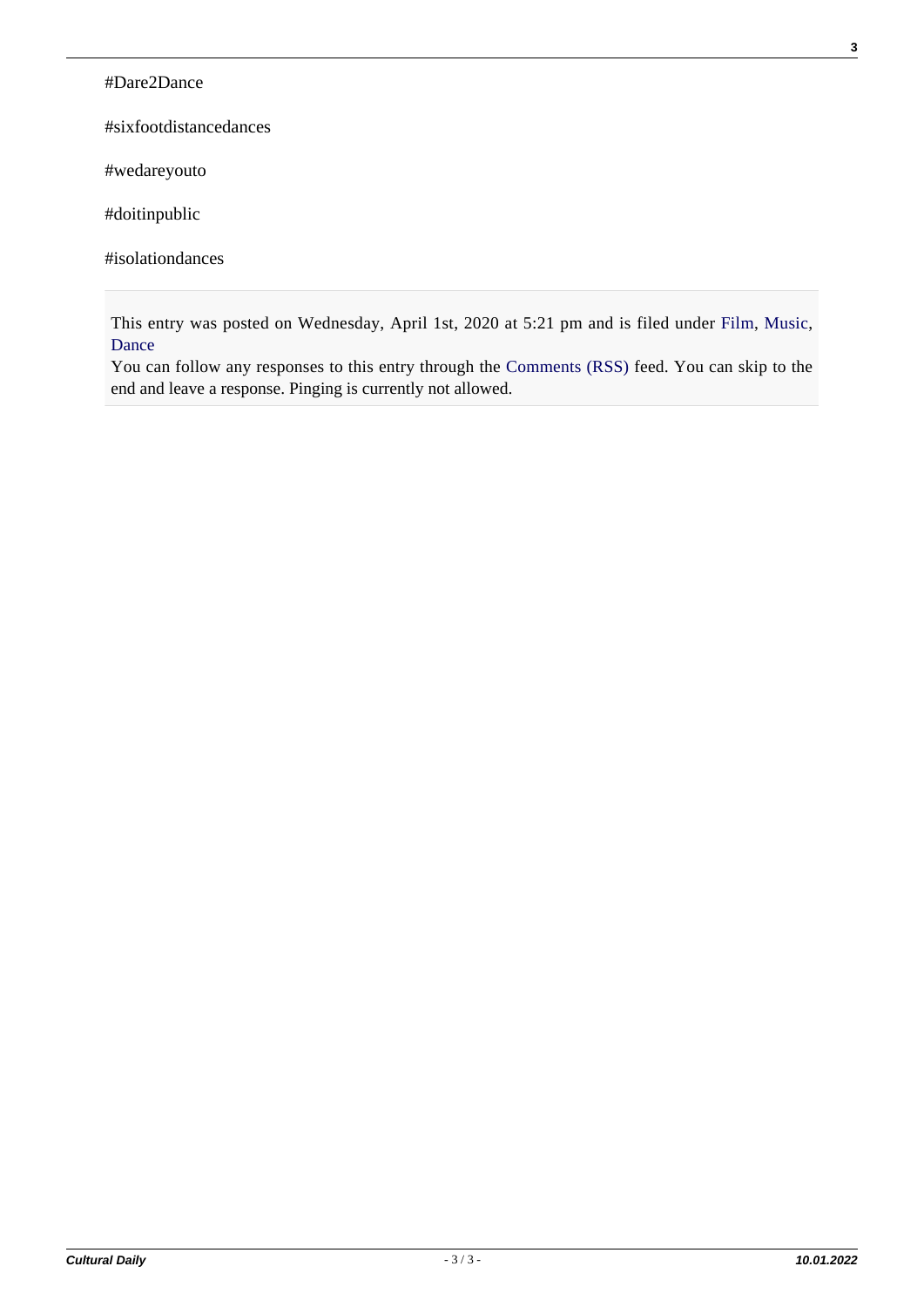#Dare2Dance

#sixfootdistancedances

#wedareyouto

#doitinpublic

#isolationdances

This entry was posted on Wednesday, April 1st, 2020 at 5:21 pm and is filed under Film, Music, Dance
You can follow any responses to this entry through the Comments (RSS) feed. You can skip to the end and leave a response. Pinging is currently not allowed.